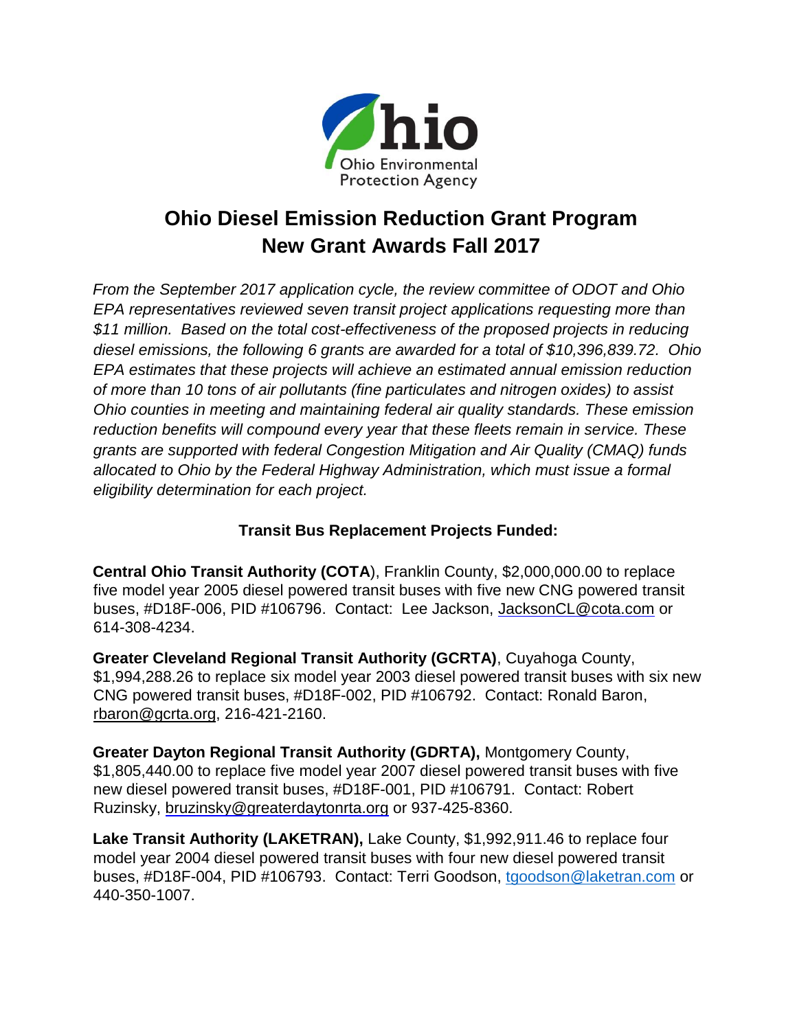Ohio Environmental Protection Agency

# Ohio Diesel Emission Reduction Grant Program
# New Grant Awards Fall 2017

*From the September 2017 application cycle, the review committee of ODOT and Ohio EPA representatives reviewed seven transit project applications requesting more than $11 million. Based on the total cost-effectiveness of the proposed projects in reducing diesel emissions, the following 6 grants are awarded for a total of $10,396,839.72. Ohio EPA estimates that these projects will achieve an estimated annual emission reduction of more than 10 tons of air pollutants (fine particulates and nitrogen oxides) to assist Ohio counties in meeting and maintaining federal air quality standards. These emission reduction benefits will compound every year that these fleets remain in service. These grants are supported with federal Congestion Mitigation and Air Quality (CMAQ) funds allocated to Ohio by the Federal Highway Administration, which must issue a formal eligibility determination for each project.*

### Transit Bus Replacement Projects Funded:

**Central Ohio Transit Authority (COTA**), Franklin County, $2,000,000.00 to replace five model year 2005 diesel powered transit buses with five new CNG powered transit buses, #D18F-006, PID #106796. Contact: Lee Jackson, JacksonCL@cota.com or 614-308-4234.

**Greater Cleveland Regional Transit Authority (GCRTA)**, Cuyahoga County, $1,994,288.26 to replace six model year 2003 diesel powered transit buses with six new CNG powered transit buses, #D18F-002, PID #106792. Contact: Ronald Baron, rbaron@gcrta.org, 216-421-2160.

**Greater Dayton Regional Transit Authority (GDRTA),** Montgomery County, $1,805,440.00 to replace five model year 2007 diesel powered transit buses with five new diesel powered transit buses, #D18F-001, PID #106791. Contact: Robert Ruzinsky, bruzinsky@greaterdaytonrta.org or 937-425-8360.

**Lake Transit Authority (LAKETRAN),** Lake County, $1,992,911.46 to replace four model year 2004 diesel powered transit buses with four new diesel powered transit buses, #D18F-004, PID #106793. Contact: Terri Goodson, tgoodson@laketran.com or 440-350-1007.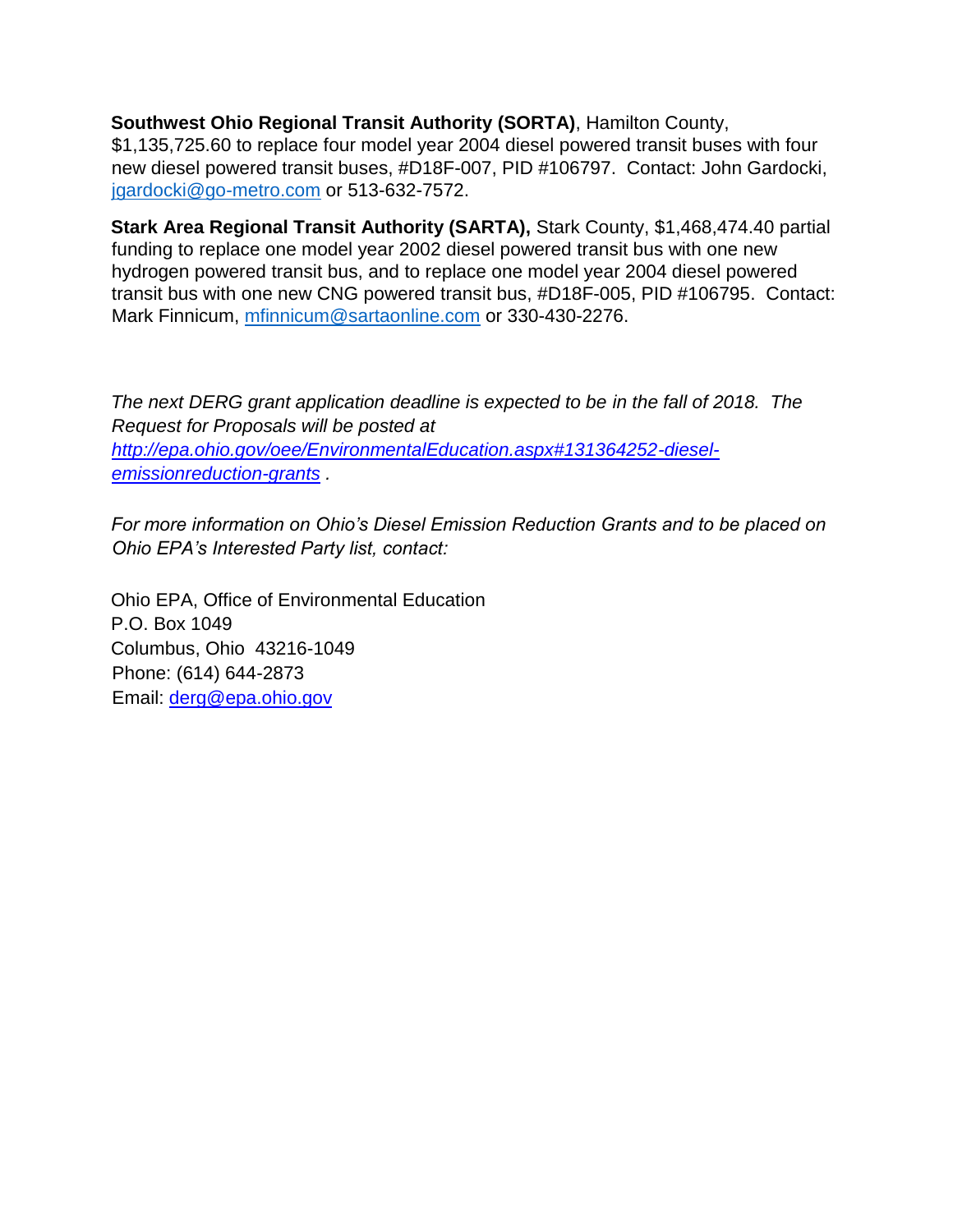**Southwest Ohio Regional Transit Authority (SORTA)**, Hamilton County, $1,135,725.60 to replace four model year 2004 diesel powered transit buses with four new diesel powered transit buses, #D18F-007, PID #106797. Contact: John Gardocki, jgardocki@go-metro.com or 513-632-7572.

**Stark Area Regional Transit Authority (SARTA),** Stark County, $1,468,474.40 partial funding to replace one model year 2002 diesel powered transit bus with one new hydrogen powered transit bus, and to replace one model year 2004 diesel powered transit bus with one new CNG powered transit bus, #D18F-005, PID #106795. Contact: Mark Finnicum, mfinnicum@sartaonline.com or 330-430-2276.

*The next DERG grant application deadline is expected to be in the fall of 2018. The Request for Proposals will be posted at http://epa.ohio.gov/oee/EnvironmentalEducation.aspx#131364252-diesel-emissionreduction-grants .*

*For more information on Ohio's Diesel Emission Reduction Grants and to be placed on Ohio EPA's Interested Party list, contact:*

Ohio EPA, Office of Environmental Education
P.O. Box 1049
Columbus, Ohio 43216-1049
Phone: (614) 644-2873
Email: derg@epa.ohio.gov